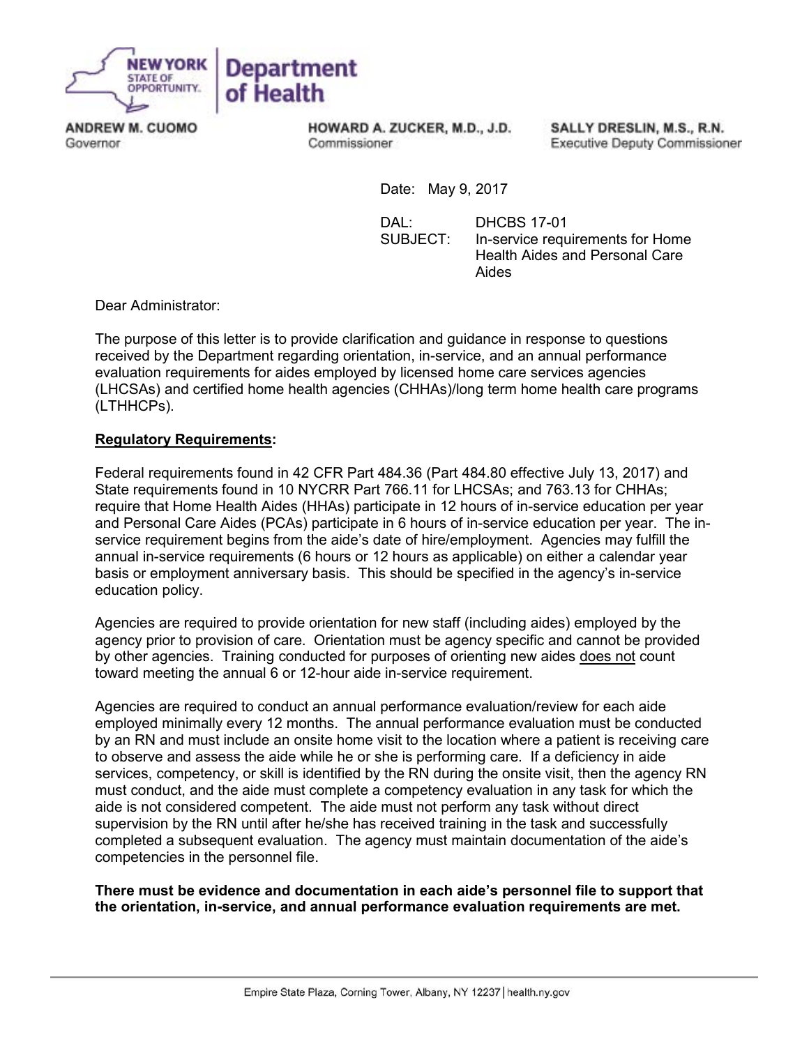NEW YORK STATE OF OPPORTUNITY. | Department of Health

ANDREW M. CUOMO
Governor

HOWARD A. ZUCKER, M.D., J.D.
Commissioner

SALLY DRESLIN, M.S., R.N.
Executive Deputy Commissioner

Date: May 9, 2017

DAL: DHCBS 17-01
SUBJECT: In-service requirements for Home Health Aides and Personal Care Aides

Dear Administrator:

The purpose of this letter is to provide clarification and guidance in response to questions received by the Department regarding orientation, in-service, and an annual performance evaluation requirements for aides employed by licensed home care services agencies (LHCSAs) and certified home health agencies (CHHAs)/long term home health care programs (LTHHCPs).

**Regulatory Requirements:**

Federal requirements found in 42 CFR Part 484.36 (Part 484.80 effective July 13, 2017) and State requirements found in 10 NYCRR Part 766.11 for LHCSAs; and 763.13 for CHHAs; require that Home Health Aides (HHAs) participate in 12 hours of in-service education per year and Personal Care Aides (PCAs) participate in 6 hours of in-service education per year. The in-service requirement begins from the aide's date of hire/employment. Agencies may fulfill the annual in-service requirements (6 hours or 12 hours as applicable) on either a calendar year basis or employment anniversary basis. This should be specified in the agency's in-service education policy.

Agencies are required to provide orientation for new staff (including aides) employed by the agency prior to provision of care. Orientation must be agency specific and cannot be provided by other agencies. Training conducted for purposes of orienting new aides does not count toward meeting the annual 6 or 12-hour aide in-service requirement.

Agencies are required to conduct an annual performance evaluation/review for each aide employed minimally every 12 months. The annual performance evaluation must be conducted by an RN and must include an onsite home visit to the location where a patient is receiving care to observe and assess the aide while he or she is performing care. If a deficiency in aide services, competency, or skill is identified by the RN during the onsite visit, then the agency RN must conduct, and the aide must complete a competency evaluation in any task for which the aide is not considered competent. The aide must not perform any task without direct supervision by the RN until after he/she has received training in the task and successfully completed a subsequent evaluation. The agency must maintain documentation of the aide's competencies in the personnel file.

**There must be evidence and documentation in each aide's personnel file to support that the orientation, in-service, and annual performance evaluation requirements are met.**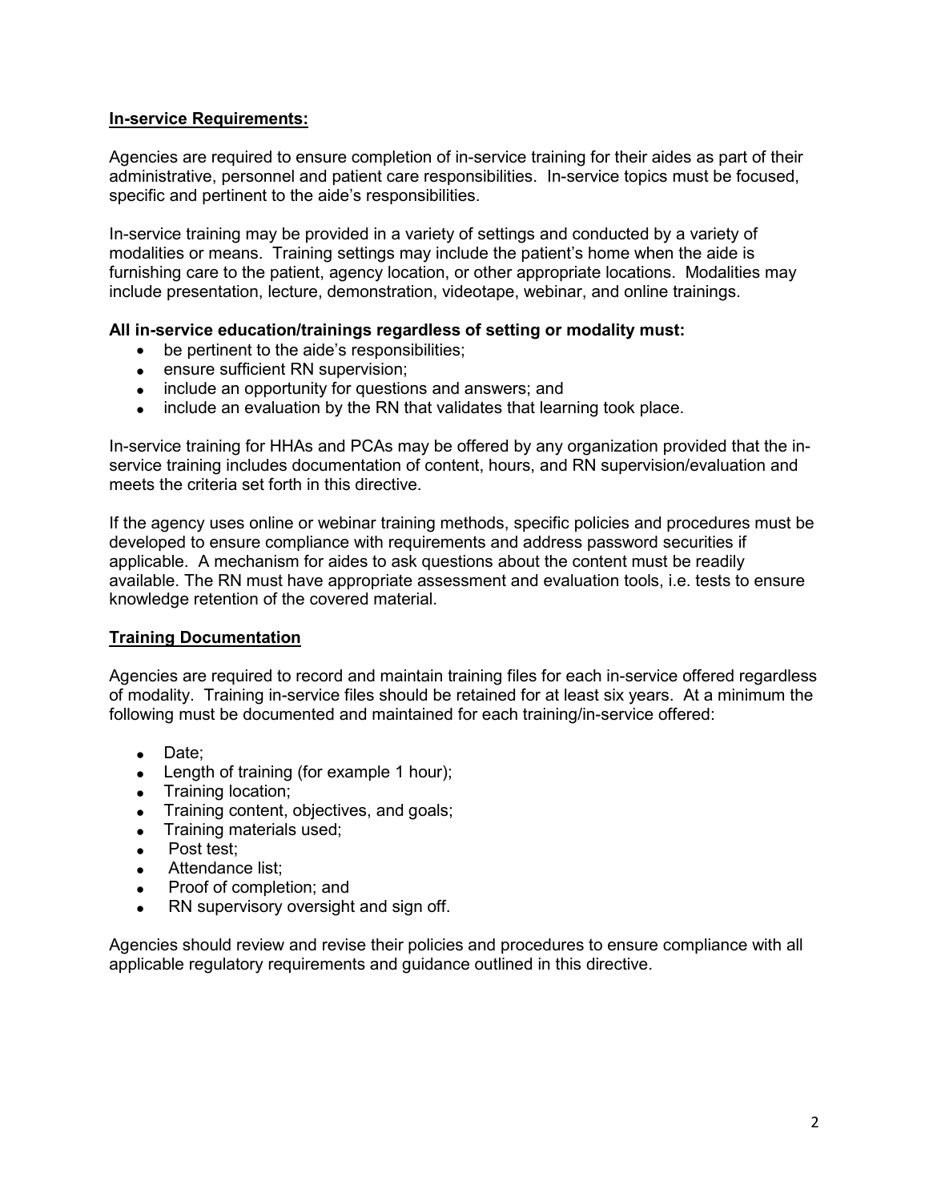## In-service Requirements:

Agencies are required to ensure completion of in-service training for their aides as part of their administrative, personnel and patient care responsibilities. In-service topics must be focused, specific and pertinent to the aide's responsibilities.

In-service training may be provided in a variety of settings and conducted by a variety of modalities or means. Training settings may include the patient's home when the aide is furnishing care to the patient, agency location, or other appropriate locations. Modalities may include presentation, lecture, demonstration, videotape, webinar, and online trainings.

**All in-service education/trainings regardless of setting or modality must:**

- be pertinent to the aide's responsibilities;
- ensure sufficient RN supervision;
- include an opportunity for questions and answers; and
- include an evaluation by the RN that validates that learning took place.

In-service training for HHAs and PCAs may be offered by any organization provided that the in-service training includes documentation of content, hours, and RN supervision/evaluation and meets the criteria set forth in this directive.

If the agency uses online or webinar training methods, specific policies and procedures must be developed to ensure compliance with requirements and address password securities if applicable. A mechanism for aides to ask questions about the content must be readily available. The RN must have appropriate assessment and evaluation tools, i.e. tests to ensure knowledge retention of the covered material.

## Training Documentation

Agencies are required to record and maintain training files for each in-service offered regardless of modality. Training in-service files should be retained for at least six years. At a minimum the following must be documented and maintained for each training/in-service offered:

- Date;
- Length of training (for example 1 hour);
- Training location;
- Training content, objectives, and goals;
- Training materials used;
- Post test;
- Attendance list;
- Proof of completion; and
- RN supervisory oversight and sign off.

Agencies should review and revise their policies and procedures to ensure compliance with all applicable regulatory requirements and guidance outlined in this directive.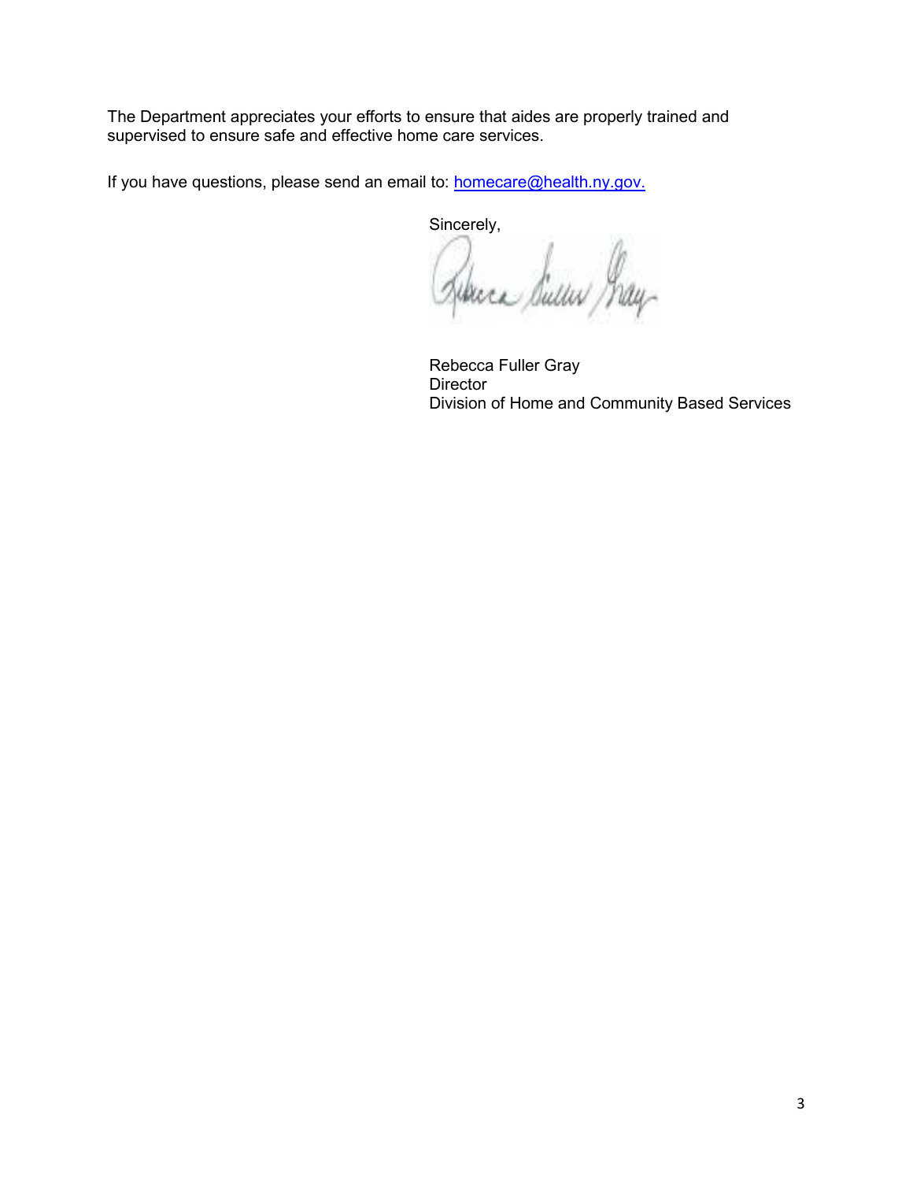The Department appreciates your efforts to ensure that aides are properly trained and supervised to ensure safe and effective home care services.

If you have questions, please send an email to: homecare@health.ny.gov.

Sincerely,

Rebecca Fuller Gray
Director
Division of Home and Community Based Services